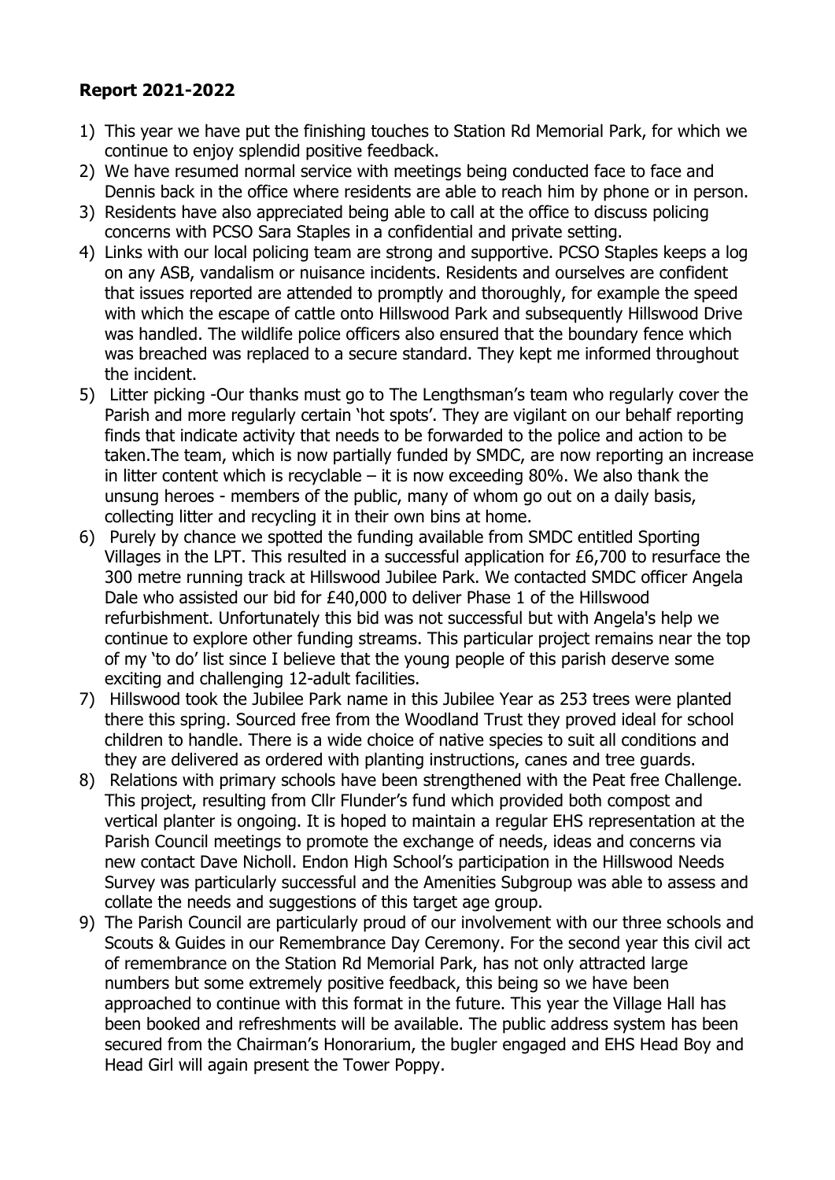**Report 2021-2022**

1) This year we have put the finishing touches to Station Rd Memorial Park, for which we continue to enjoy splendid positive feedback.
2) We have resumed normal service with meetings being conducted face to face and Dennis back in the office where residents are able to reach him by phone or in person.
3) Residents have also appreciated being able to call at the office to discuss policing concerns with PCSO Sara Staples in a confidential and private setting.
4) Links with our local policing team are strong and supportive. PCSO Staples keeps a log on any ASB, vandalism or nuisance incidents. Residents and ourselves are confident that issues reported are attended to promptly and thoroughly, for example the speed with which the escape of cattle onto Hillswood Park and subsequently Hillswood Drive was handled. The wildlife police officers also ensured that the boundary fence which was breached was replaced to a secure standard. They kept me informed throughout the incident.
5) Litter picking -Our thanks must go to The Lengthsman's team who regularly cover the Parish and more regularly certain 'hot spots'. They are vigilant on our behalf reporting finds that indicate activity that needs to be forwarded to the police and action to be taken.The team, which is now partially funded by SMDC, are now reporting an increase in litter content which is recyclable – it is now exceeding 80%. We also thank the unsung heroes - members of the public, many of whom go out on a daily basis, collecting litter and recycling it in their own bins at home.
6) Purely by chance we spotted the funding available from SMDC entitled Sporting Villages in the LPT. This resulted in a successful application for £6,700 to resurface the 300 metre running track at Hillswood Jubilee Park. We contacted SMDC officer Angela Dale who assisted our bid for £40,000 to deliver Phase 1 of the Hillswood refurbishment. Unfortunately this bid was not successful but with Angela's help we continue to explore other funding streams. This particular project remains near the top of my 'to do' list since I believe that the young people of this parish deserve some exciting and challenging 12-adult facilities.
7) Hillswood took the Jubilee Park name in this Jubilee Year as 253 trees were planted there this spring. Sourced free from the Woodland Trust they proved ideal for school children to handle. There is a wide choice of native species to suit all conditions and they are delivered as ordered with planting instructions, canes and tree guards.
8) Relations with primary schools have been strengthened with the Peat free Challenge. This project, resulting from Cllr Flunder's fund which provided both compost and vertical planter is ongoing. It is hoped to maintain a regular EHS representation at the Parish Council meetings to promote the exchange of needs, ideas and concerns via new contact Dave Nicholl. Endon High School's participation in the Hillswood Needs Survey was particularly successful and the Amenities Subgroup was able to assess and collate the needs and suggestions of this target age group.
9) The Parish Council are particularly proud of our involvement with our three schools and Scouts & Guides in our Remembrance Day Ceremony. For the second year this civil act of remembrance on the Station Rd Memorial Park, has not only attracted large numbers but some extremely positive feedback, this being so we have been approached to continue with this format in the future. This year the Village Hall has been booked and refreshments will be available. The public address system has been secured from the Chairman's Honorarium, the bugler engaged and EHS Head Boy and Head Girl will again present the Tower Poppy.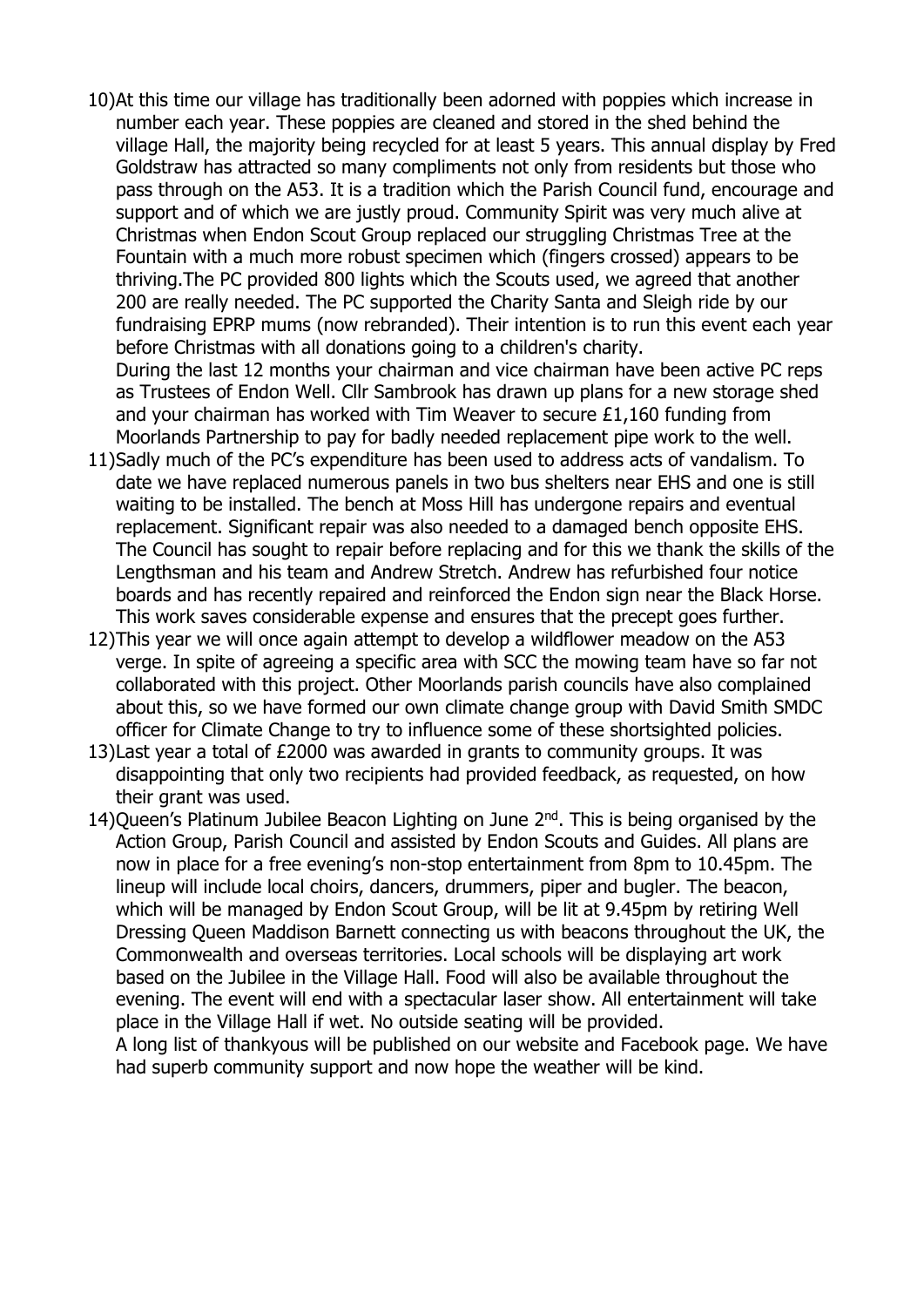10) At this time our village has traditionally been adorned with poppies which increase in number each year. These poppies are cleaned and stored in the shed behind the village Hall, the majority being recycled for at least 5 years. This annual display by Fred Goldstraw has attracted so many compliments not only from residents but those who pass through on the A53. It is a tradition which the Parish Council fund, encourage and support and of which we are justly proud. Community Spirit was very much alive at Christmas when Endon Scout Group replaced our struggling Christmas Tree at the Fountain with a much more robust specimen which (fingers crossed) appears to be thriving.The PC provided 800 lights which the Scouts used, we agreed that another 200 are really needed. The PC supported the Charity Santa and Sleigh ride by our fundraising EPRP mums (now rebranded). Their intention is to run this event each year before Christmas with all donations going to a children's charity.
    During the last 12 months your chairman and vice chairman have been active PC reps as Trustees of Endon Well. Cllr Sambrook has drawn up plans for a new storage shed and your chairman has worked with Tim Weaver to secure £1,160 funding from Moorlands Partnership to pay for badly needed replacement pipe work to the well.
11) Sadly much of the PC's expenditure has been used to address acts of vandalism. To date we have replaced numerous panels in two bus shelters near EHS and one is still waiting to be installed. The bench at Moss Hill has undergone repairs and eventual replacement. Significant repair was also needed to a damaged bench opposite EHS. The Council has sought to repair before replacing and for this we thank the skills of the Lengthsman and his team and Andrew Stretch. Andrew has refurbished four notice boards and has recently repaired and reinforced the Endon sign near the Black Horse. This work saves considerable expense and ensures that the precept goes further.
12) This year we will once again attempt to develop a wildflower meadow on the A53 verge. In spite of agreeing a specific area with SCC the mowing team have so far not collaborated with this project. Other Moorlands parish councils have also complained about this, so we have formed our own climate change group with David Smith SMDC officer for Climate Change to try to influence some of these shortsighted policies.
13) Last year a total of £2000 was awarded in grants to community groups. It was disappointing that only two recipients had provided feedback, as requested, on how their grant was used.
14) Queen's Platinum Jubilee Beacon Lighting on June 2nd. This is being organised by the Action Group, Parish Council and assisted by Endon Scouts and Guides. All plans are now in place for a free evening's non-stop entertainment from 8pm to 10.45pm. The lineup will include local choirs, dancers, drummers, piper and bugler. The beacon, which will be managed by Endon Scout Group, will be lit at 9.45pm by retiring Well Dressing Queen Maddison Barnett connecting us with beacons throughout the UK, the Commonwealth and overseas territories. Local schools will be displaying art work based on the Jubilee in the Village Hall. Food will also be available throughout the evening. The event will end with a spectacular laser show. All entertainment will take place in the Village Hall if wet. No outside seating will be provided.
    A long list of thankyous will be published on our website and Facebook page. We have had superb community support and now hope the weather will be kind.